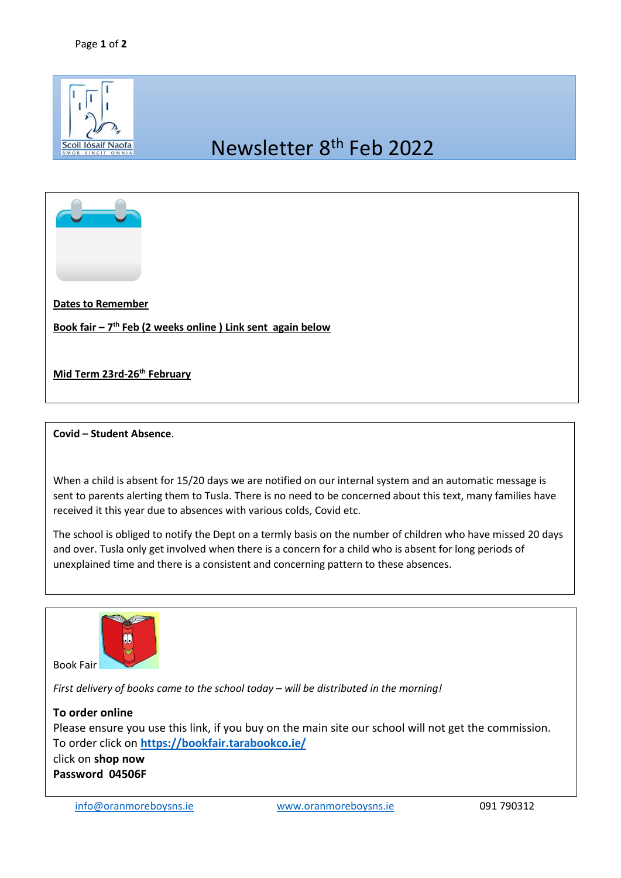# Newsletter 8th Feb 2022

**Dates to Remember**

**Book fair – 7th Feb (2 weeks online ) Link sent again below**

**Mid Term 23rd-26th February**

**Covid – Student Absence**.

When a child is absent for 15/20 days we are notified on our internal system and an automatic message is sent to parents alerting them to Tusla. There is no need to be concerned about this text, many families have received it this year due to absences with various colds, Covid etc.

The school is obliged to notify the Dept on a termly basis on the number of children who have missed 20 days and over. Tusla only get involved when there is a concern for a child who is absent for long periods of unexplained time and there is a consistent and concerning pattern to these absences.

Book Fair

*First delivery of books came to the school today – will be distributed in the morning!*

**To order online**
Please ensure you use this link, if you buy on the main site our school will not get the commission.
To order click on **https://bookfair.tarabookco.ie/**
click on **shop now**
**Password 04506F**

info@oranmoreboysns.ie www.oranmoreboysns.ie 091 790312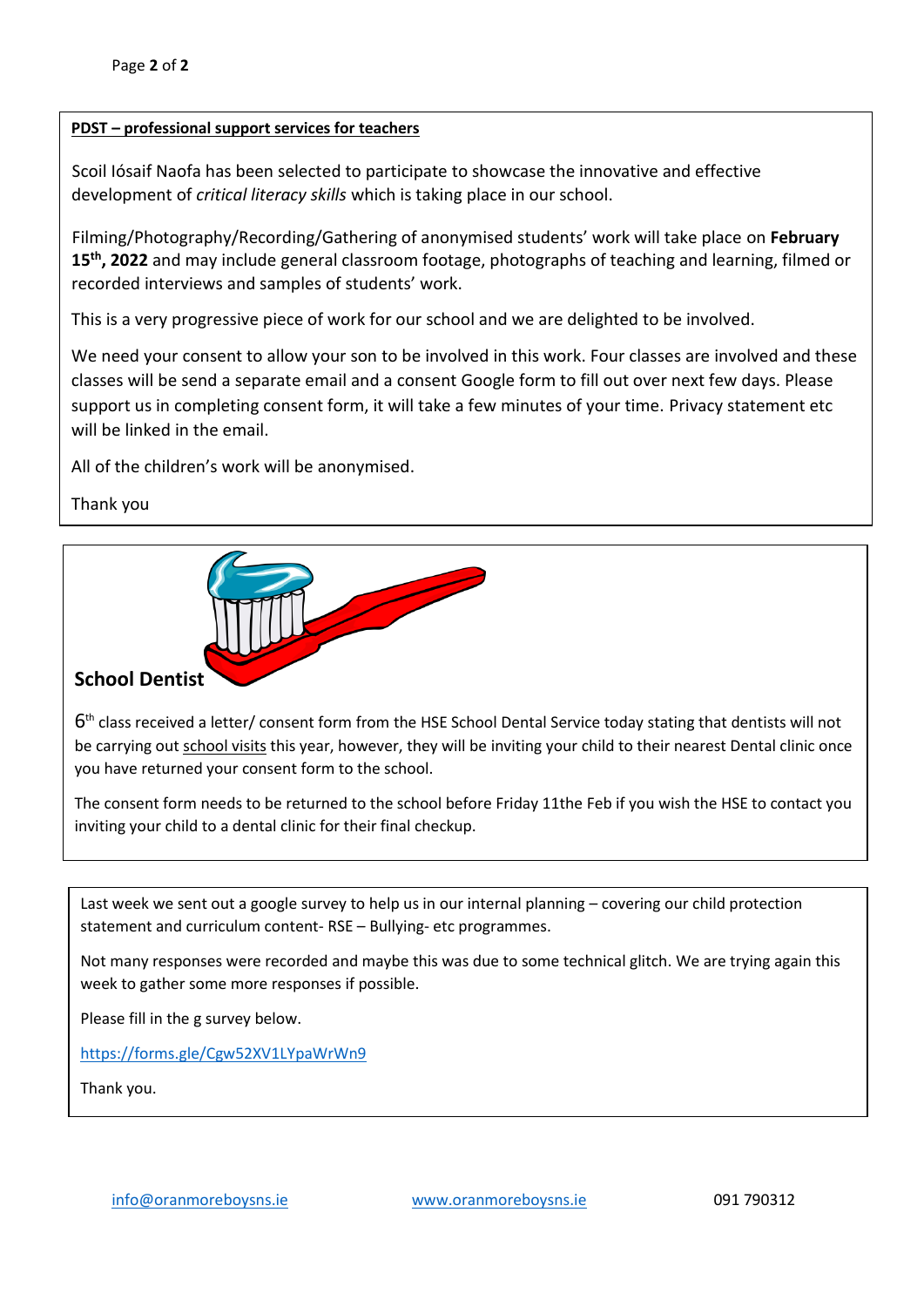**PDST – professional support services for teachers**

Scoil Iósaif Naofa has been selected to participate to showcase the innovative and effective development of *critical literacy skills* which is taking place in our school.

Filming/Photography/Recording/Gathering of anonymised students' work will take place on **February 15th, 2022** and may include general classroom footage, photographs of teaching and learning, filmed or recorded interviews and samples of students' work.

This is a very progressive piece of work for our school and we are delighted to be involved.

We need your consent to allow your son to be involved in this work. Four classes are involved and these classes will be send a separate email and a consent Google form to fill out over next few days. Please support us in completing consent form, it will take a few minutes of your time. Privacy statement etc will be linked in the email.

All of the children's work will be anonymised.

Thank you

## School Dentist

6th class received a letter/ consent form from the HSE School Dental Service today stating that dentists will not be carrying out school visits this year, however, they will be inviting your child to their nearest Dental clinic once you have returned your consent form to the school.

The consent form needs to be returned to the school before Friday 11the Feb if you wish the HSE to contact you inviting your child to a dental clinic for their final checkup.

Last week we sent out a google survey to help us in our internal planning – covering our child protection statement and curriculum content- RSE – Bullying- etc programmes.

Not many responses were recorded and maybe this was due to some technical glitch. We are trying again this week to gather some more responses if possible.

Please fill in the g survey below.

https://forms.gle/Cgw52XV1LYpaWrWn9

Thank you.

info@oranmoreboysns.ie www.oranmoreboysns.ie 091 790312